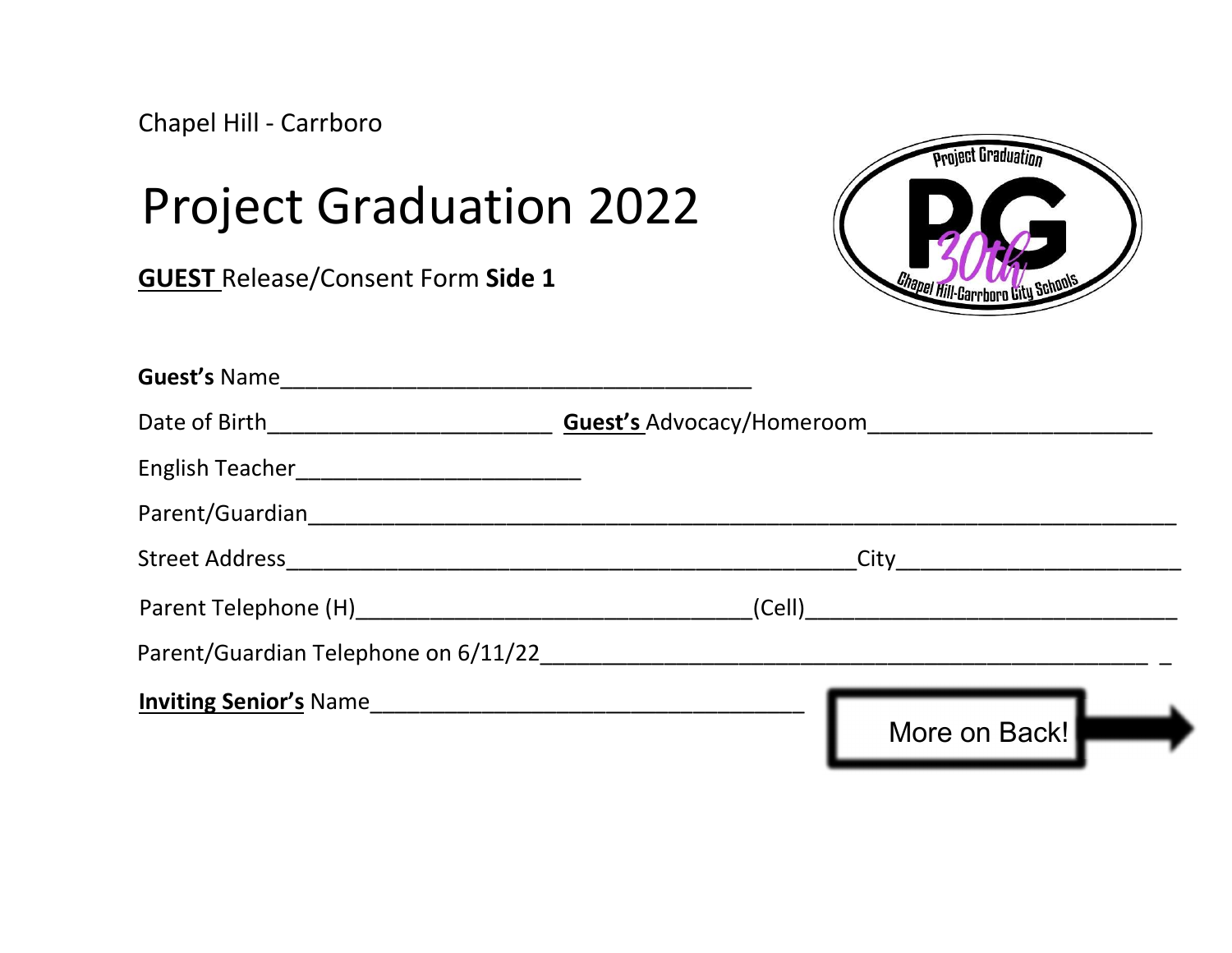Chapel Hill - Carrboro

# Project Graduation 2022

**<u>GUEST</u>** Release/Consent Form **Side 1**

**Guest's** Name_______________________________________

Date of Birth_______________________ **<u>Guest's</u>** Advocacy/Homeroom_______________________

English Teacher_______________________

Parent/Guardian______________________________________________________________________

Street Address______________________________________________City_______________________

Parent Telephone (H)________________________________(Cell)______________________________

Parent/Guardian Telephone on 6/11/22_________________________________________________ _

**<u>Inviting Senior's</u>** Name___________________________________

More on Back!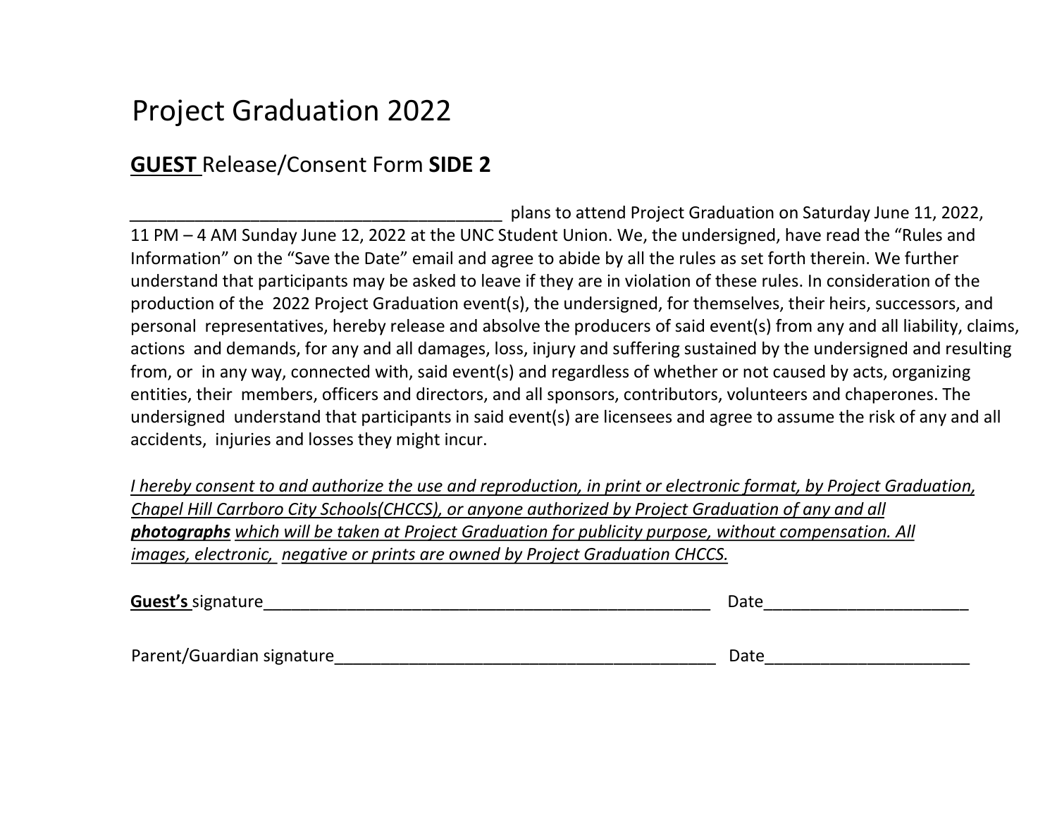# Project Graduation 2022

## <u>**GUEST**</u> Release/Consent Form **SIDE 2**

________________________________________ plans to attend Project Graduation on Saturday June 11, 2022, 11 PM – 4 AM Sunday June 12, 2022 at the UNC Student Union. We, the undersigned, have read the "Rules and Information" on the "Save the Date" email and agree to abide by all the rules as set forth therein. We further understand that participants may be asked to leave if they are in violation of these rules. In consideration of the production of the 2022 Project Graduation event(s), the undersigned, for themselves, their heirs, successors, and personal representatives, hereby release and absolve the producers of said event(s) from any and all liability, claims, actions and demands, for any and all damages, loss, injury and suffering sustained by the undersigned and resulting from, or in any way, connected with, said event(s) and regardless of whether or not caused by acts, organizing entities, their members, officers and directors, and all sponsors, contributors, volunteers and chaperones. The undersigned understand that participants in said event(s) are licensees and agree to assume the risk of any and all accidents, injuries and losses they might incur.

<u>*I hereby consent to and authorize the use and reproduction, in print or electronic format, by Project Graduation, Chapel Hill Carrboro City Schools(CHCCS), or anyone authorized by Project Graduation of any and all **photographs** which will be taken at Project Graduation for publicity purpose, without compensation. All images, electronic, negative or prints are owned by Project Graduation CHCCS.*</u>

<u>**Guest's**</u> signature__________________________________________________ Date______________________

Parent/Guardian signature__________________________________________ Date______________________